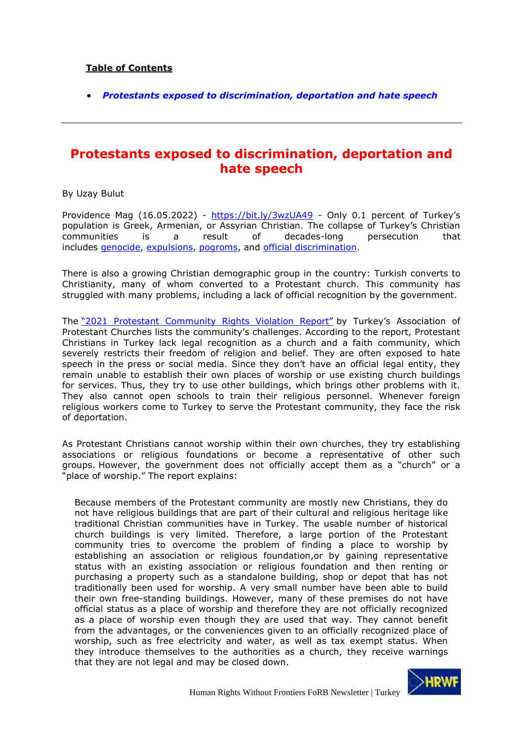**Table of Contents**

- ***Protestants exposed to discrimination, deportation and hate speech***

---

# Protestants exposed to discrimination, deportation and hate speech

By Uzay Bulut

Providence Mag (16.05.2022) - https://bit.ly/3wzUA49 - Only 0.1 percent of Turkey's population is Greek, Armenian, or Assyrian Christian. The collapse of Turkey's Christian communities is a result of decades-long persecution that includes genocide, expulsions, pogroms, and official discrimination.

There is also a growing Christian demographic group in the country: Turkish converts to Christianity, many of whom converted to a Protestant church. This community has struggled with many problems, including a lack of official recognition by the government.

The "2021 Protestant Community Rights Violation Report" by Turkey's Association of Protestant Churches lists the community's challenges. According to the report, Protestant Christians in Turkey lack legal recognition as a church and a faith community, which severely restricts their freedom of religion and belief. They are often exposed to hate speech in the press or social media. Since they don't have an official legal entity, they remain unable to establish their own places of worship or use existing church buildings for services. Thus, they try to use other buildings, which brings other problems with it. They also cannot open schools to train their religious personnel. Whenever foreign religious workers come to Turkey to serve the Protestant community, they face the risk of deportation.

As Protestant Christians cannot worship within their own churches, they try establishing associations or religious foundations or become a representative of other such groups. However, the government does not officially accept them as a "church" or a "place of worship." The report explains:

> Because members of the Protestant community are mostly new Christians, they do not have religious buildings that are part of their cultural and religious heritage like traditional Christian communities have in Turkey. The usable number of historical church buildings is very limited. Therefore, a large portion of the Protestant community tries to overcome the problem of finding a place to worship by establishing an association or religious foundation,or by gaining representative status with an existing association or religious foundation and then renting or purchasing a property such as a standalone building, shop or depot that has not traditionally been used for worship. A very small number have been able to build their own free-standing buildings. However, many of these premises do not have official status as a place of worship and therefore they are not officially recognized as a place of worship even though they are used that way. They cannot benefit from the advantages, or the conveniences given to an officially recognized place of worship, such as free electricity and water, as well as tax exempt status. When they introduce themselves to the authorities as a church, they receive warnings that they are not legal and may be closed down.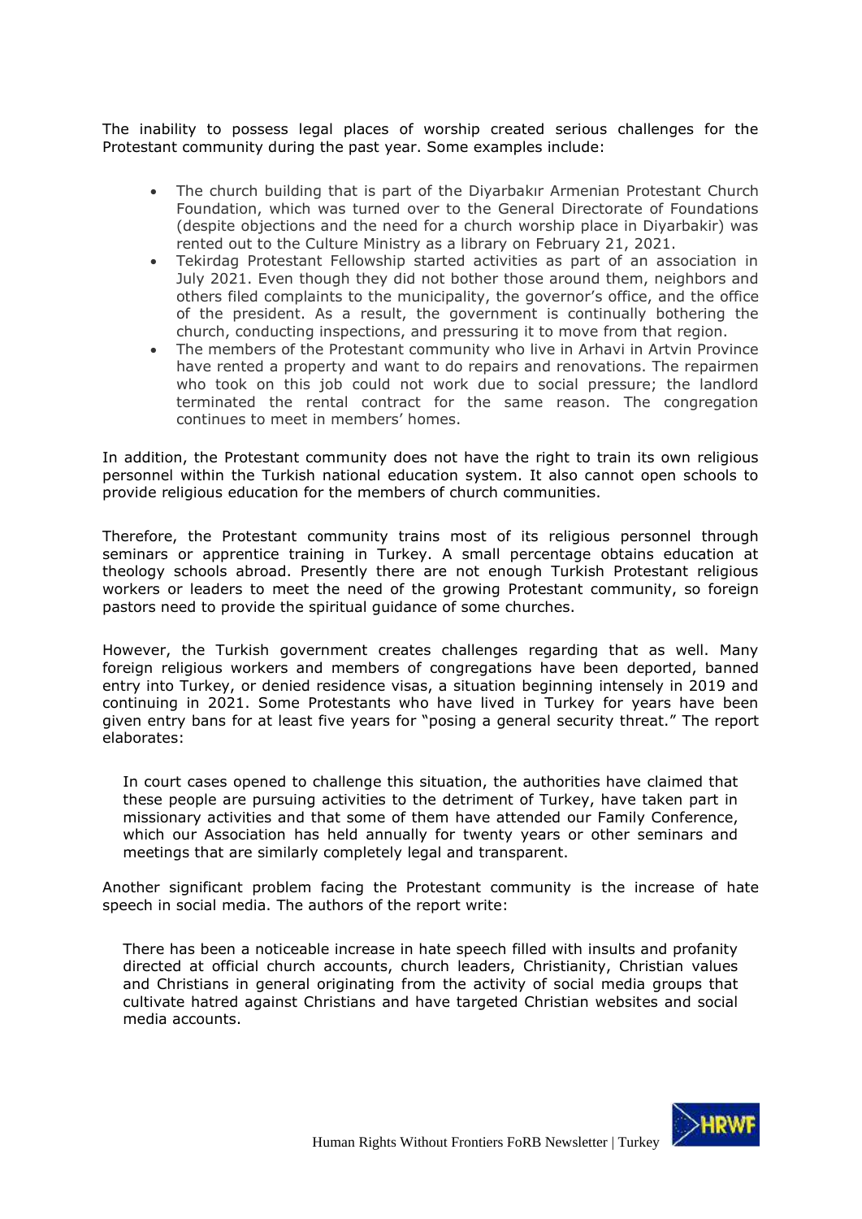The inability to possess legal places of worship created serious challenges for the Protestant community during the past year. Some examples include:

- The church building that is part of the Diyarbakır Armenian Protestant Church Foundation, which was turned over to the General Directorate of Foundations (despite objections and the need for a church worship place in Diyarbakir) was rented out to the Culture Ministry as a library on February 21, 2021.
- Tekirdag Protestant Fellowship started activities as part of an association in July 2021. Even though they did not bother those around them, neighbors and others filed complaints to the municipality, the governor's office, and the office of the president. As a result, the government is continually bothering the church, conducting inspections, and pressuring it to move from that region.
- The members of the Protestant community who live in Arhavi in Artvin Province have rented a property and want to do repairs and renovations. The repairmen who took on this job could not work due to social pressure; the landlord terminated the rental contract for the same reason. The congregation continues to meet in members' homes.

In addition, the Protestant community does not have the right to train its own religious personnel within the Turkish national education system. It also cannot open schools to provide religious education for the members of church communities.

Therefore, the Protestant community trains most of its religious personnel through seminars or apprentice training in Turkey. A small percentage obtains education at theology schools abroad. Presently there are not enough Turkish Protestant religious workers or leaders to meet the need of the growing Protestant community, so foreign pastors need to provide the spiritual guidance of some churches.

However, the Turkish government creates challenges regarding that as well. Many foreign religious workers and members of congregations have been deported, banned entry into Turkey, or denied residence visas, a situation beginning intensely in 2019 and continuing in 2021. Some Protestants who have lived in Turkey for years have been given entry bans for at least five years for "posing a general security threat." The report elaborates:

> In court cases opened to challenge this situation, the authorities have claimed that these people are pursuing activities to the detriment of Turkey, have taken part in missionary activities and that some of them have attended our Family Conference, which our Association has held annually for twenty years or other seminars and meetings that are similarly completely legal and transparent.

Another significant problem facing the Protestant community is the increase of hate speech in social media. The authors of the report write:

> There has been a noticeable increase in hate speech filled with insults and profanity directed at official church accounts, church leaders, Christianity, Christian values and Christians in general originating from the activity of social media groups that cultivate hatred against Christians and have targeted Christian websites and social media accounts.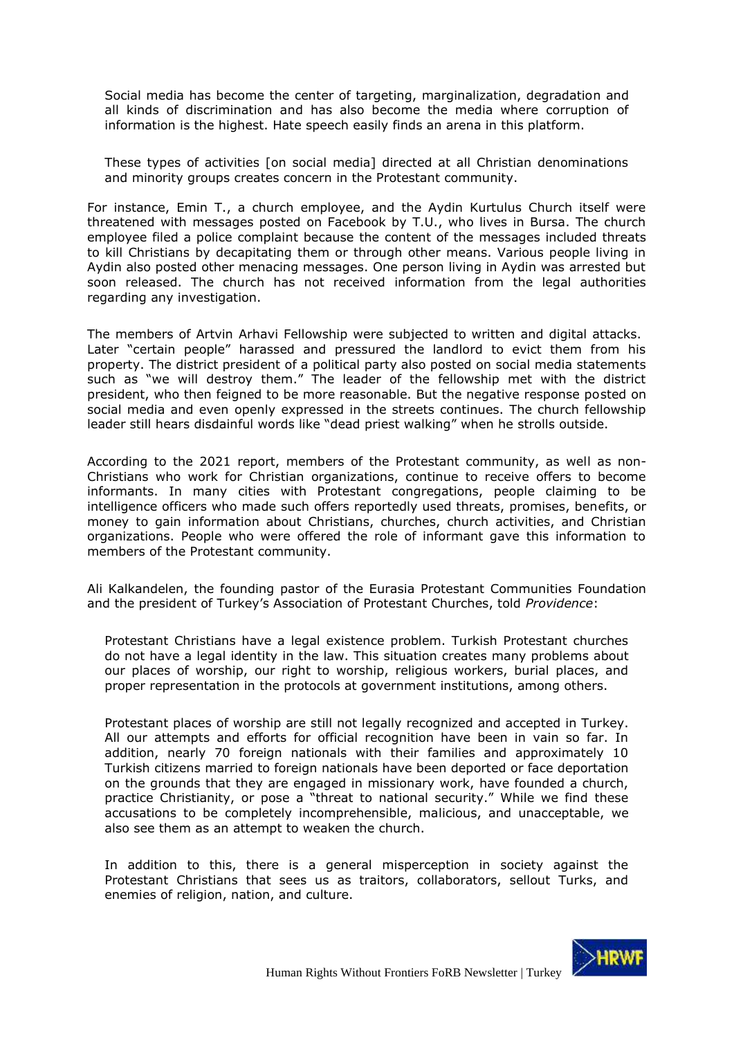> Social media has become the center of targeting, marginalization, degradation and all kinds of discrimination and has also become the media where corruption of information is the highest. Hate speech easily finds an arena in this platform.
>
> These types of activities [on social media] directed at all Christian denominations and minority groups creates concern in the Protestant community.

For instance, Emin T., a church employee, and the Aydin Kurtulus Church itself were threatened with messages posted on Facebook by T.U., who lives in Bursa. The church employee filed a police complaint because the content of the messages included threats to kill Christians by decapitating them or through other means. Various people living in Aydin also posted other menacing messages. One person living in Aydin was arrested but soon released. The church has not received information from the legal authorities regarding any investigation.

The members of Artvin Arhavi Fellowship were subjected to written and digital attacks. Later "certain people" harassed and pressured the landlord to evict them from his property. The district president of a political party also posted on social media statements such as "we will destroy them." The leader of the fellowship met with the district president, who then feigned to be more reasonable. But the negative response posted on social media and even openly expressed in the streets continues. The church fellowship leader still hears disdainful words like "dead priest walking" when he strolls outside.

According to the 2021 report, members of the Protestant community, as well as non-Christians who work for Christian organizations, continue to receive offers to become informants. In many cities with Protestant congregations, people claiming to be intelligence officers who made such offers reportedly used threats, promises, benefits, or money to gain information about Christians, churches, church activities, and Christian organizations. People who were offered the role of informant gave this information to members of the Protestant community.

Ali Kalkandelen, the founding pastor of the Eurasia Protestant Communities Foundation and the president of Turkey's Association of Protestant Churches, told *Providence*:

> Protestant Christians have a legal existence problem. Turkish Protestant churches do not have a legal identity in the law. This situation creates many problems about our places of worship, our right to worship, religious workers, burial places, and proper representation in the protocols at government institutions, among others.
>
> Protestant places of worship are still not legally recognized and accepted in Turkey. All our attempts and efforts for official recognition have been in vain so far. In addition, nearly 70 foreign nationals with their families and approximately 10 Turkish citizens married to foreign nationals have been deported or face deportation on the grounds that they are engaged in missionary work, have founded a church, practice Christianity, or pose a "threat to national security." While we find these accusations to be completely incomprehensible, malicious, and unacceptable, we also see them as an attempt to weaken the church.
>
> In addition to this, there is a general misperception in society against the Protestant Christians that sees us as traitors, collaborators, sellout Turks, and enemies of religion, nation, and culture.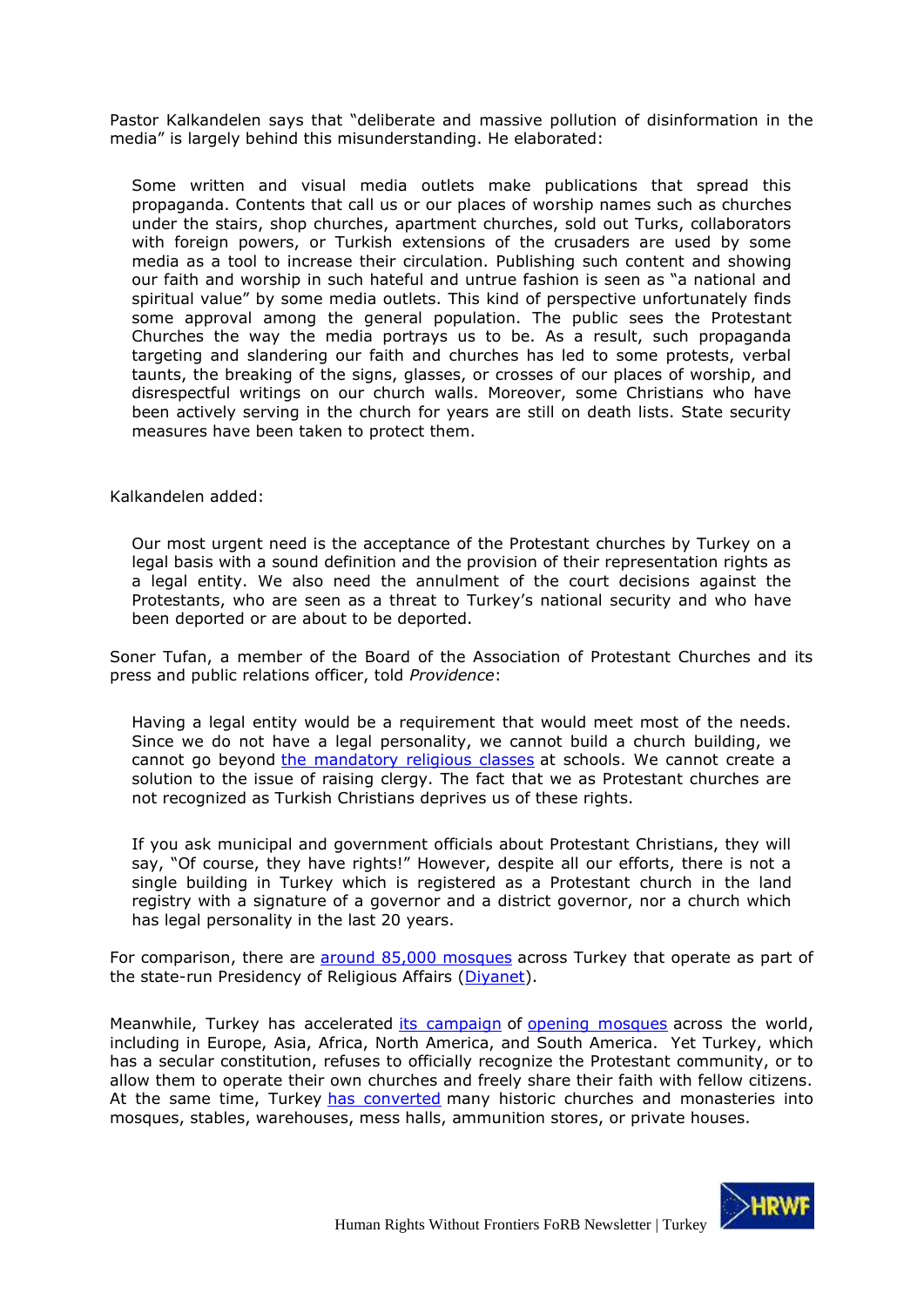Pastor Kalkandelen says that "deliberate and massive pollution of disinformation in the media" is largely behind this misunderstanding. He elaborated:

> Some written and visual media outlets make publications that spread this propaganda. Contents that call us or our places of worship names such as churches under the stairs, shop churches, apartment churches, sold out Turks, collaborators with foreign powers, or Turkish extensions of the crusaders are used by some media as a tool to increase their circulation. Publishing such content and showing our faith and worship in such hateful and untrue fashion is seen as "a national and spiritual value" by some media outlets. This kind of perspective unfortunately finds some approval among the general population. The public sees the Protestant Churches the way the media portrays us to be. As a result, such propaganda targeting and slandering our faith and churches has led to some protests, verbal taunts, the breaking of the signs, glasses, or crosses of our places of worship, and disrespectful writings on our church walls. Moreover, some Christians who have been actively serving in the church for years are still on death lists. State security measures have been taken to protect them.

Kalkandelen added:

> Our most urgent need is the acceptance of the Protestant churches by Turkey on a legal basis with a sound definition and the provision of their representation rights as a legal entity. We also need the annulment of the court decisions against the Protestants, who are seen as a threat to Turkey's national security and who have been deported or are about to be deported.

Soner Tufan, a member of the Board of the Association of Protestant Churches and its press and public relations officer, told *Providence*:

> Having a legal entity would be a requirement that would meet most of the needs. Since we do not have a legal personality, we cannot build a church building, we cannot go beyond the mandatory religious classes at schools. We cannot create a solution to the issue of raising clergy. The fact that we as Protestant churches are not recognized as Turkish Christians deprives us of these rights.
>
> If you ask municipal and government officials about Protestant Christians, they will say, "Of course, they have rights!" However, despite all our efforts, there is not a single building in Turkey which is registered as a Protestant church in the land registry with a signature of a governor and a district governor, nor a church which has legal personality in the last 20 years.

For comparison, there are around 85,000 mosques across Turkey that operate as part of the state-run Presidency of Religious Affairs (Diyanet).

Meanwhile, Turkey has accelerated its campaign of opening mosques across the world, including in Europe, Asia, Africa, North America, and South America. Yet Turkey, which has a secular constitution, refuses to officially recognize the Protestant community, or to allow them to operate their own churches and freely share their faith with fellow citizens. At the same time, Turkey has converted many historic churches and monasteries into mosques, stables, warehouses, mess halls, ammunition stores, or private houses.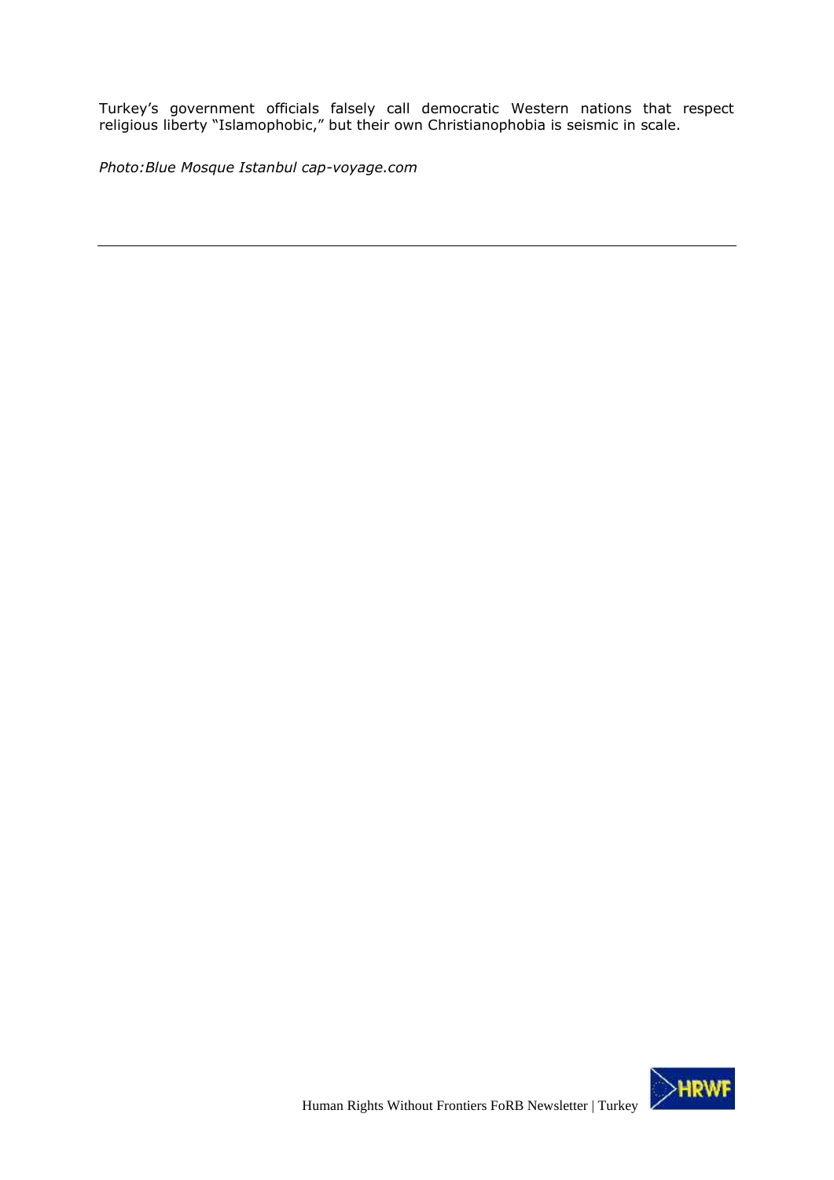Turkey's government officials falsely call democratic Western nations that respect religious liberty "Islamophobic," but their own Christianophobia is seismic in scale.

*Photo:Blue Mosque Istanbul cap-voyage.com*

---